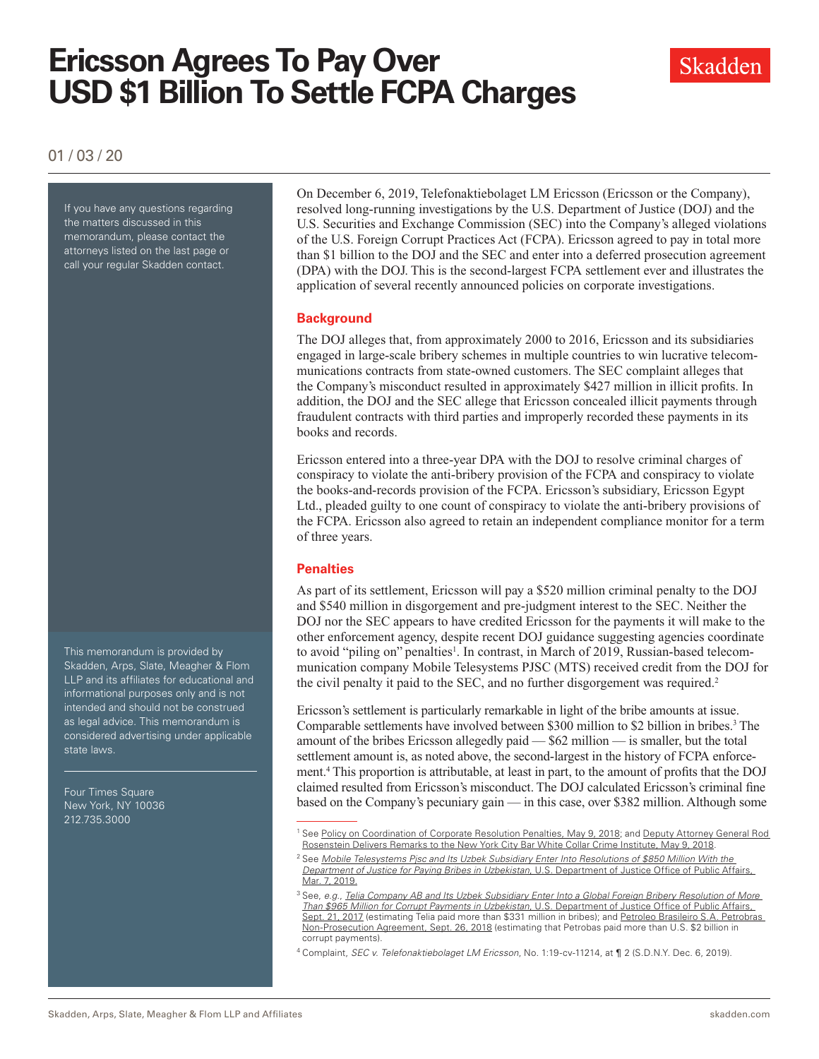# Ericsson Agrees To Pay Over USD $1 Billion To Settle FCPA Charges

01 / 03 / 20

If you have any questions regarding the matters discussed in this memorandum, please contact the attorneys listed on the last page or call your regular Skadden contact.

This memorandum is provided by Skadden, Arps, Slate, Meagher & Flom LLP and its affiliates for educational and informational purposes only and is not intended and should not be construed as legal advice. This memorandum is considered advertising under applicable state laws.

Four Times Square
New York, NY 10036
212.735.3000

On December 6, 2019, Telefonaktiebolaget LM Ericsson (Ericsson or the Company), resolved long-running investigations by the U.S. Department of Justice (DOJ) and the U.S. Securities and Exchange Commission (SEC) into the Company's alleged violations of the U.S. Foreign Corrupt Practices Act (FCPA). Ericsson agreed to pay in total more than $1 billion to the DOJ and the SEC and enter into a deferred prosecution agreement (DPA) with the DOJ. This is the second-largest FCPA settlement ever and illustrates the application of several recently announced policies on corporate investigations.

## Background

The DOJ alleges that, from approximately 2000 to 2016, Ericsson and its subsidiaries engaged in large-scale bribery schemes in multiple countries to win lucrative telecommunications contracts from state-owned customers. The SEC complaint alleges that the Company's misconduct resulted in approximately $427 million in illicit profits. In addition, the DOJ and the SEC allege that Ericsson concealed illicit payments through fraudulent contracts with third parties and improperly recorded these payments in its books and records.

Ericsson entered into a three-year DPA with the DOJ to resolve criminal charges of conspiracy to violate the anti-bribery provision of the FCPA and conspiracy to violate the books-and-records provision of the FCPA. Ericsson's subsidiary, Ericsson Egypt Ltd., pleaded guilty to one count of conspiracy to violate the anti-bribery provisions of the FCPA. Ericsson also agreed to retain an independent compliance monitor for a term of three years.

## Penalties

As part of its settlement, Ericsson will pay a $520 million criminal penalty to the DOJ and $540 million in disgorgement and pre-judgment interest to the SEC. Neither the DOJ nor the SEC appears to have credited Ericsson for the payments it will make to the other enforcement agency, despite recent DOJ guidance suggesting agencies coordinate to avoid "piling on" penalties[1]. In contrast, in March of 2019, Russian-based telecommunication company Mobile Telesystems PJSC (MTS) received credit from the DOJ for the civil penalty it paid to the SEC, and no further disgorgement was required.[2]

Ericsson's settlement is particularly remarkable in light of the bribe amounts at issue. Comparable settlements have involved between $300 million to $2 billion in bribes.[3] The amount of the bribes Ericsson allegedly paid — $62 million — is smaller, but the total settlement amount is, as noted above, the second-largest in the history of FCPA enforcement.[4] This proportion is attributable, at least in part, to the amount of profits that the DOJ claimed resulted from Ericsson's misconduct. The DOJ calculated Ericsson's criminal fine based on the Company's pecuniary gain — in this case, over $382 million. Although some

---

[1] See Policy on Coordination of Corporate Resolution Penalties, May 9, 2018; and Deputy Attorney General Rod Rosenstein Delivers Remarks to the New York City Bar White Collar Crime Institute, May 9, 2018.

[2] See *Mobile Telesystems Pjsc and Its Uzbek Subsidiary Enter Into Resolutions of $850 Million With the Department of Justice for Paying Bribes in Uzbekistan*, U.S. Department of Justice Office of Public Affairs, Mar. 7, 2019.

[3] See, *e.g.*, *Telia Company AB and Its Uzbek Subsidiary Enter Into a Global Foreign Bribery Resolution of More Than $965 Million for Corrupt Payments in Uzbekistan*, U.S. Department of Justice Office of Public Affairs, Sept. 21, 2017 (estimating Telia paid more than $331 million in bribes); and Petroleo Brasileiro S.A. Petrobras Non-Prosecution Agreement, Sept. 26, 2018 (estimating that Petrobas paid more than U.S. $2 billion in corrupt payments).

[4] Complaint, *SEC v. Telefonaktiebolaget LM Ericsson*, No. 1:19-cv-11214, at ¶ 2 (S.D.N.Y. Dec. 6, 2019).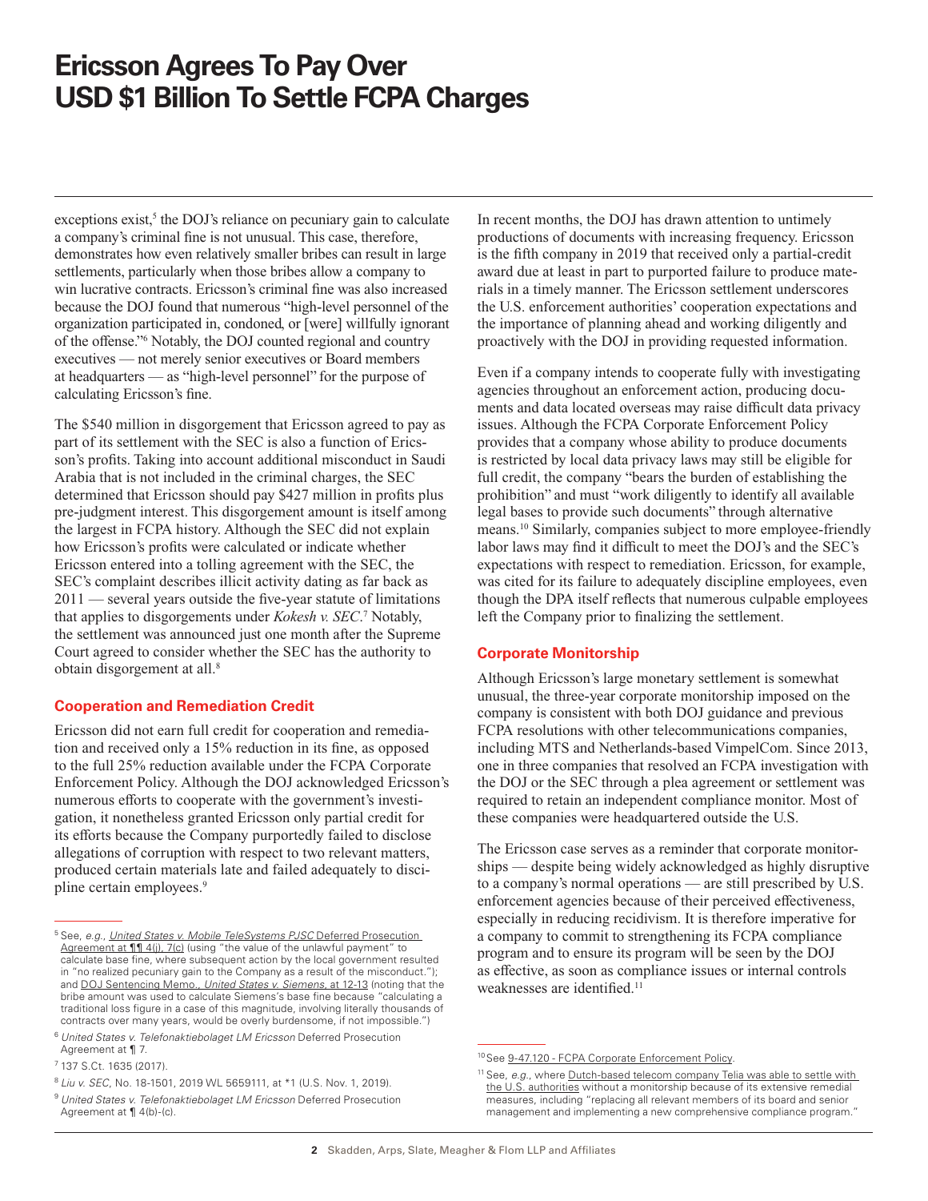exceptions exist,[5] the DOJ's reliance on pecuniary gain to calculate a company's criminal fine is not unusual. This case, therefore, demonstrates how even relatively smaller bribes can result in large settlements, particularly when those bribes allow a company to win lucrative contracts. Ericsson's criminal fine was also increased because the DOJ found that numerous "high-level personnel of the organization participated in, condoned, or [were] willfully ignorant of the offense."[6] Notably, the DOJ counted regional and country executives — not merely senior executives or Board members at headquarters — as "high-level personnel" for the purpose of calculating Ericsson's fine.

The $540 million in disgorgement that Ericsson agreed to pay as part of its settlement with the SEC is also a function of Ericsson's profits. Taking into account additional misconduct in Saudi Arabia that is not included in the criminal charges, the SEC determined that Ericsson should pay $427 million in profits plus pre-judgment interest. This disgorgement amount is itself among the largest in FCPA history. Although the SEC did not explain how Ericsson's profits were calculated or indicate whether Ericsson entered into a tolling agreement with the SEC, the SEC's complaint describes illicit activity dating as far back as 2011 — several years outside the five-year statute of limitations that applies to disgorgements under *Kokesh v. SEC*.[7] Notably, the settlement was announced just one month after the Supreme Court agreed to consider whether the SEC has the authority to obtain disgorgement at all.[8]

## Cooperation and Remediation Credit

Ericsson did not earn full credit for cooperation and remediation and received only a 15% reduction in its fine, as opposed to the full 25% reduction available under the FCPA Corporate Enforcement Policy. Although the DOJ acknowledged Ericsson's numerous efforts to cooperate with the government's investigation, it nonetheless granted Ericsson only partial credit for its efforts because the Company purportedly failed to disclose allegations of corruption with respect to two relevant matters, produced certain materials late and failed adequately to discipline certain employees.[9]

In recent months, the DOJ has drawn attention to untimely productions of documents with increasing frequency. Ericsson is the fifth company in 2019 that received only a partial-credit award due at least in part to purported failure to produce materials in a timely manner. The Ericsson settlement underscores the U.S. enforcement authorities' cooperation expectations and the importance of planning ahead and working diligently and proactively with the DOJ in providing requested information.

Even if a company intends to cooperate fully with investigating agencies throughout an enforcement action, producing documents and data located overseas may raise difficult data privacy issues. Although the FCPA Corporate Enforcement Policy provides that a company whose ability to produce documents is restricted by local data privacy laws may still be eligible for full credit, the company "bears the burden of establishing the prohibition" and must "work diligently to identify all available legal bases to provide such documents" through alternative means.[10] Similarly, companies subject to more employee-friendly labor laws may find it difficult to meet the DOJ's and the SEC's expectations with respect to remediation. Ericsson, for example, was cited for its failure to adequately discipline employees, even though the DPA itself reflects that numerous culpable employees left the Company prior to finalizing the settlement.

## Corporate Monitorship

Although Ericsson's large monetary settlement is somewhat unusual, the three-year corporate monitorship imposed on the company is consistent with both DOJ guidance and previous FCPA resolutions with other telecommunications companies, including MTS and Netherlands-based VimpelCom. Since 2013, one in three companies that resolved an FCPA investigation with the DOJ or the SEC through a plea agreement or settlement was required to retain an independent compliance monitor. Most of these companies were headquartered outside the U.S.

The Ericsson case serves as a reminder that corporate monitorships — despite being widely acknowledged as highly disruptive to a company's normal operations — are still prescribed by U.S. enforcement agencies because of their perceived effectiveness, especially in reducing recidivism. It is therefore imperative for a company to commit to strengthening its FCPA compliance program and to ensure its program will be seen by the DOJ as effective, as soon as compliance issues or internal controls weaknesses are identified.[11]

---

[5] See, *e.g.*, *United States v. Mobile TeleSystems PJSC* Deferred Prosecution Agreement at ¶¶ 4(j), 7(c) (using "the value of the unlawful payment" to calculate base fine, where subsequent action by the local government resulted in "no realized pecuniary gain to the Company as a result of the misconduct."); and DOJ Sentencing Memo., *United States v. Siemens*, at 12-13 (noting that the bribe amount was used to calculate Siemens's base fine because "calculating a traditional loss figure in a case of this magnitude, involving literally thousands of contracts over many years, would be overly burdensome, if not impossible.")

[6] *United States v. Telefonaktiebolaget LM Ericsson* Deferred Prosecution Agreement at ¶ 7.

[7] 137 S.Ct. 1635 (2017).

[8] *Liu v. SEC*, No. 18-1501, 2019 WL 5659111, at *1 (U.S. Nov. 1, 2019).

[9] *United States v. Telefonaktiebolaget LM Ericsson* Deferred Prosecution Agreement at ¶ 4(b)-(c).

[10] See 9-47.120 - FCPA Corporate Enforcement Policy.

[11] See, *e.g.*, where Dutch-based telecom company Telia was able to settle with the U.S. authorities without a monitorship because of its extensive remedial measures, including "replacing all relevant members of its board and senior management and implementing a new comprehensive compliance program."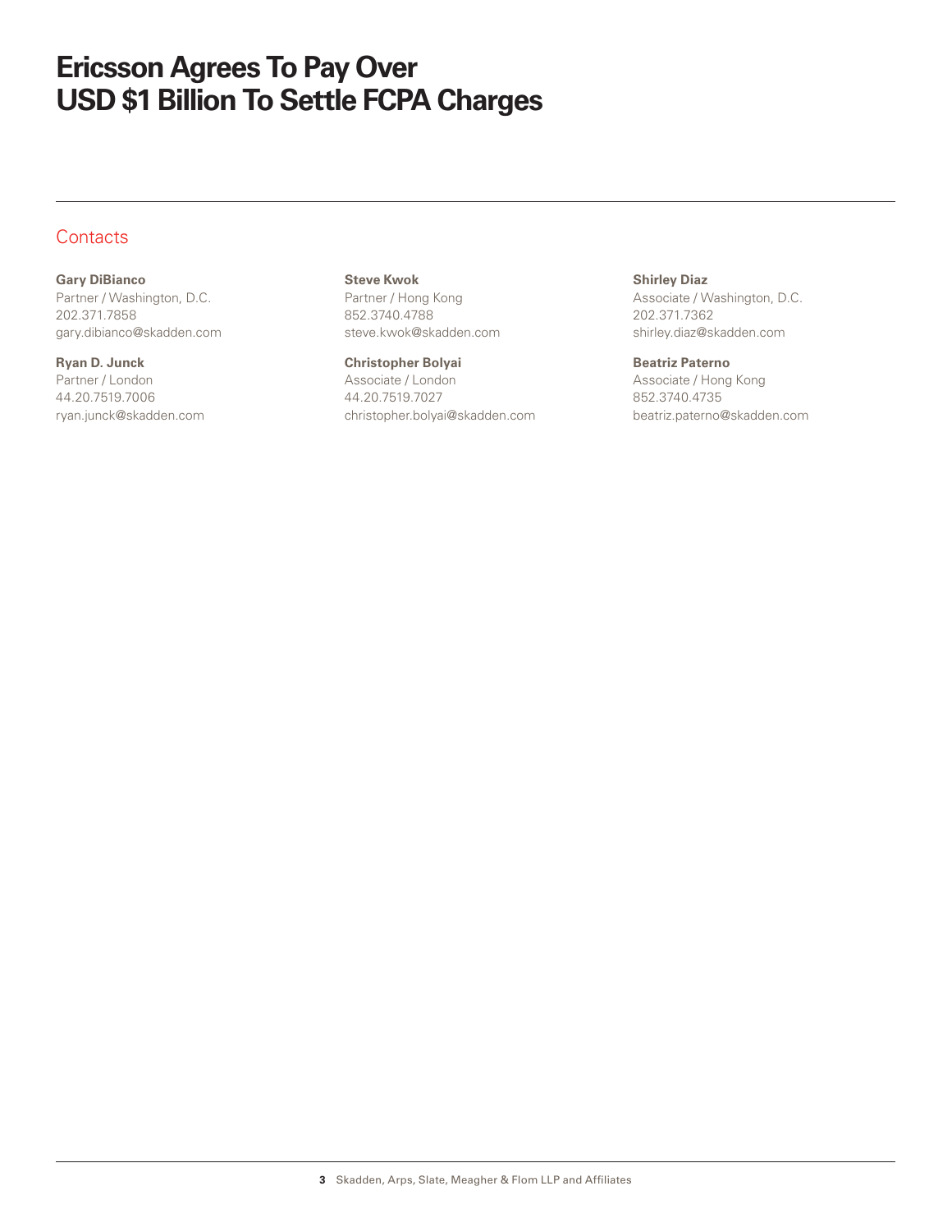# Ericsson Agrees To Pay Over USD $1 Billion To Settle FCPA Charges

## Contacts

**Gary DiBianco**
Partner / Washington, D.C.
202.371.7858
gary.dibianco@skadden.com

**Ryan D. Junck**
Partner / London
44.20.7519.7006
ryan.junck@skadden.com

**Steve Kwok**
Partner / Hong Kong
852.3740.4788
steve.kwok@skadden.com

**Christopher Bolyai**
Associate / London
44.20.7519.7027
christopher.bolyai@skadden.com

**Shirley Diaz**
Associate / Washington, D.C.
202.371.7362
shirley.diaz@skadden.com

**Beatriz Paterno**
Associate / Hong Kong
852.3740.4735
beatriz.paterno@skadden.com